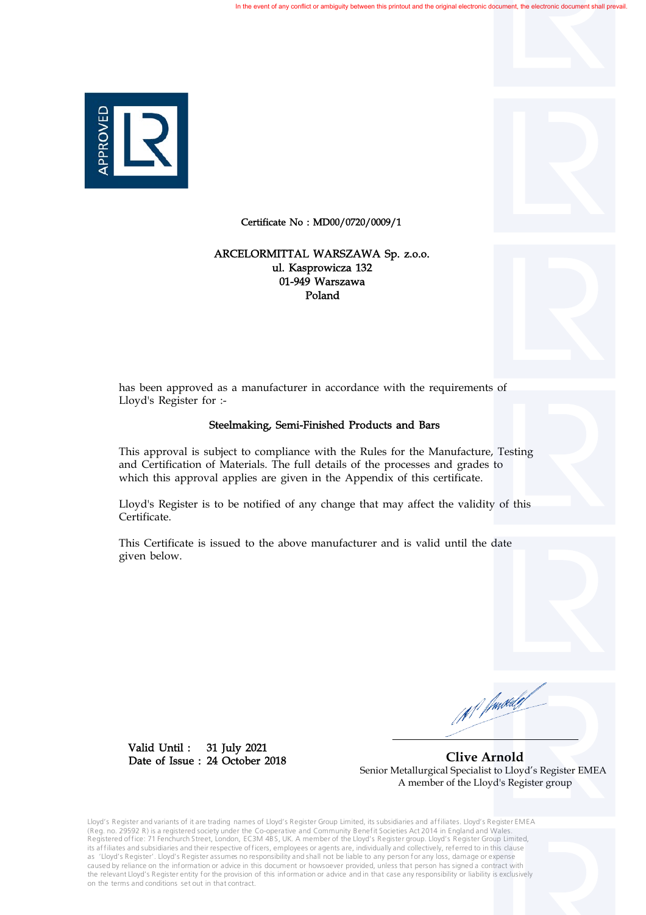In the event of any conflict or ambiguity between this printout and the original electronic document, the electronic document shall prevail.

Certificate No : MD00/0720/0009/1

ARCELORMITTAL WARSZAWA Sp. z.o.o.
ul. Kasprowicza 132
01-949 Warszawa
Poland

has been approved as a manufacturer in accordance with the requirements of Lloyd's Register for :-

## Steelmaking, Semi-Finished Products and Bars

This approval is subject to compliance with the Rules for the Manufacture, Testing and Certification of Materials. The full details of the processes and grades to which this approval applies are given in the Appendix of this certificate.

Lloyd's Register is to be notified of any change that may affect the validity of this Certificate.

This Certificate is issued to the above manufacturer and is valid until the date given below.

Valid Until : 31 July 2021
Date of Issue : 24 October 2018

**Clive Arnold**
Senior Metallurgical Specialist to Lloyd's Register EMEA
A member of the Lloyd's Register group

Lloyd's Register and variants of it are trading names of Lloyd's Register Group Limited, its subsidiaries and affiliates. Lloyd's Register EMEA (Reg. no. 29592 R) is a registered society under the Co-operative and Community Benefit Societies Act 2014 in England and Wales. Registered office: 71 Fenchurch Street, London, EC3M 4BS, UK. A member of the Lloyd's Register group. Lloyd's Register Group Limited, its affiliates and subsidiaries and their respective officers, employees or agents are, individually and collectively, referred to in this clause as 'Lloyd's Register'. Lloyd's Register assumes no responsibility and shall not be liable to any person for any loss, damage or expense caused by reliance on the information or advice in this document or howsoever provided, unless that person has signed a contract with the relevant Lloyd's Register entity for the provision of this information or advice and in that case any responsibility or liability is exclusively on the terms and conditions set out in that contract.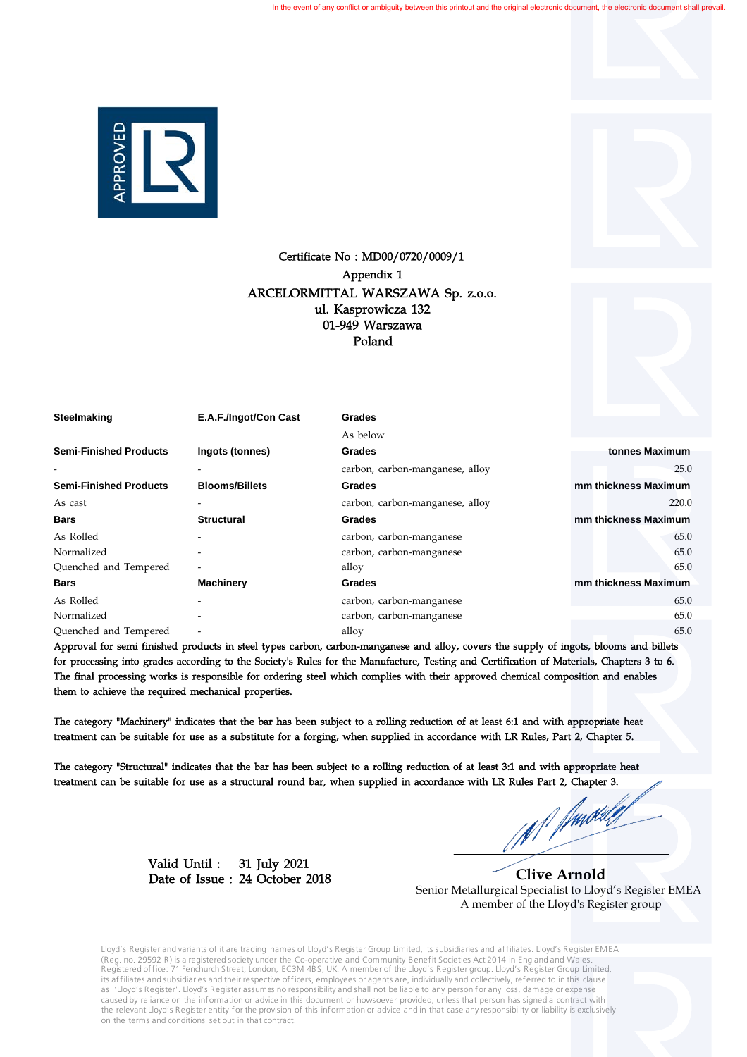In the event of any conflict or ambiguity between this printout and the original electronic document, the electronic document shall prevail.

Certificate No : MD00/0720/0009/1

Appendix 1

ARCELORMITTAL WARSZAWA Sp. z.o.o.

ul. Kasprowicza 132

01-949 Warszawa

Poland

| | | | |
|---|---|---|---|
| **Steelmaking** | **E.A.F./Ingot/Con Cast** | **Grades** | |
| | | As below | |
| **Semi-Finished Products** | **Ingots (tonnes)** | **Grades** | **tonnes Maximum** |
| - | - | carbon, carbon-manganese, alloy | 25.0 |
| **Semi-Finished Products** | **Blooms/Billets** | **Grades** | **mm thickness Maximum** |
| As cast | - | carbon, carbon-manganese, alloy | 220.0 |
| **Bars** | **Structural** | **Grades** | **mm thickness Maximum** |
| As Rolled | - | carbon, carbon-manganese | 65.0 |
| Normalized | - | carbon, carbon-manganese | 65.0 |
| Quenched and Tempered | - | alloy | 65.0 |
| **Bars** | **Machinery** | **Grades** | **mm thickness Maximum** |
| As Rolled | - | carbon, carbon-manganese | 65.0 |
| Normalized | - | carbon, carbon-manganese | 65.0 |
| Quenched and Tempered | - | alloy | 65.0 |

Approval for semi finished products in steel types carbon, carbon-manganese and alloy, covers the supply of ingots, blooms and billets for processing into grades according to the Society's Rules for the Manufacture, Testing and Certification of Materials, Chapters 3 to 6. The final processing works is responsible for ordering steel which complies with their approved chemical composition and enables them to achieve the required mechanical properties.

The category "Machinery" indicates that the bar has been subject to a rolling reduction of at least 6:1 and with appropriate heat treatment can be suitable for use as a substitute for a forging, when supplied in accordance with LR Rules, Part 2, Chapter 5.

The category "Structural" indicates that the bar has been subject to a rolling reduction of at least 3:1 and with appropriate heat treatment can be suitable for use as a structural round bar, when supplied in accordance with LR Rules Part 2, Chapter 3.

Valid Until : 31 July 2021

Date of Issue : 24 October 2018

**Clive Arnold**

Senior Metallurgical Specialist to Lloyd's Register EMEA

A member of the Lloyd's Register group

Lloyd's Register and variants of it are trading names of Lloyd's Register Group Limited, its subsidiaries and affiliates. Lloyd's Register EMEA (Reg. no. 29592 R) is a registered society under the Co-operative and Community Benefit Societies Act 2014 in England and Wales. Registered office: 71 Fenchurch Street, London, EC3M 4BS, UK. A member of the Lloyd's Register group. Lloyd's Register Group Limited, its affiliates and subsidiaries and their respective officers, employees or agents are, individually and collectively, referred to in this clause as 'Lloyd's Register'. Lloyd's Register assumes no responsibility and shall not be liable to any person for any loss, damage or expense caused by reliance on the information or advice in this document or howsoever provided, unless that person has signed a contract with the relevant Lloyd's Register entity for the provision of this information or advice and in that case any responsibility or liability is exclusively on the terms and conditions set out in that contract.